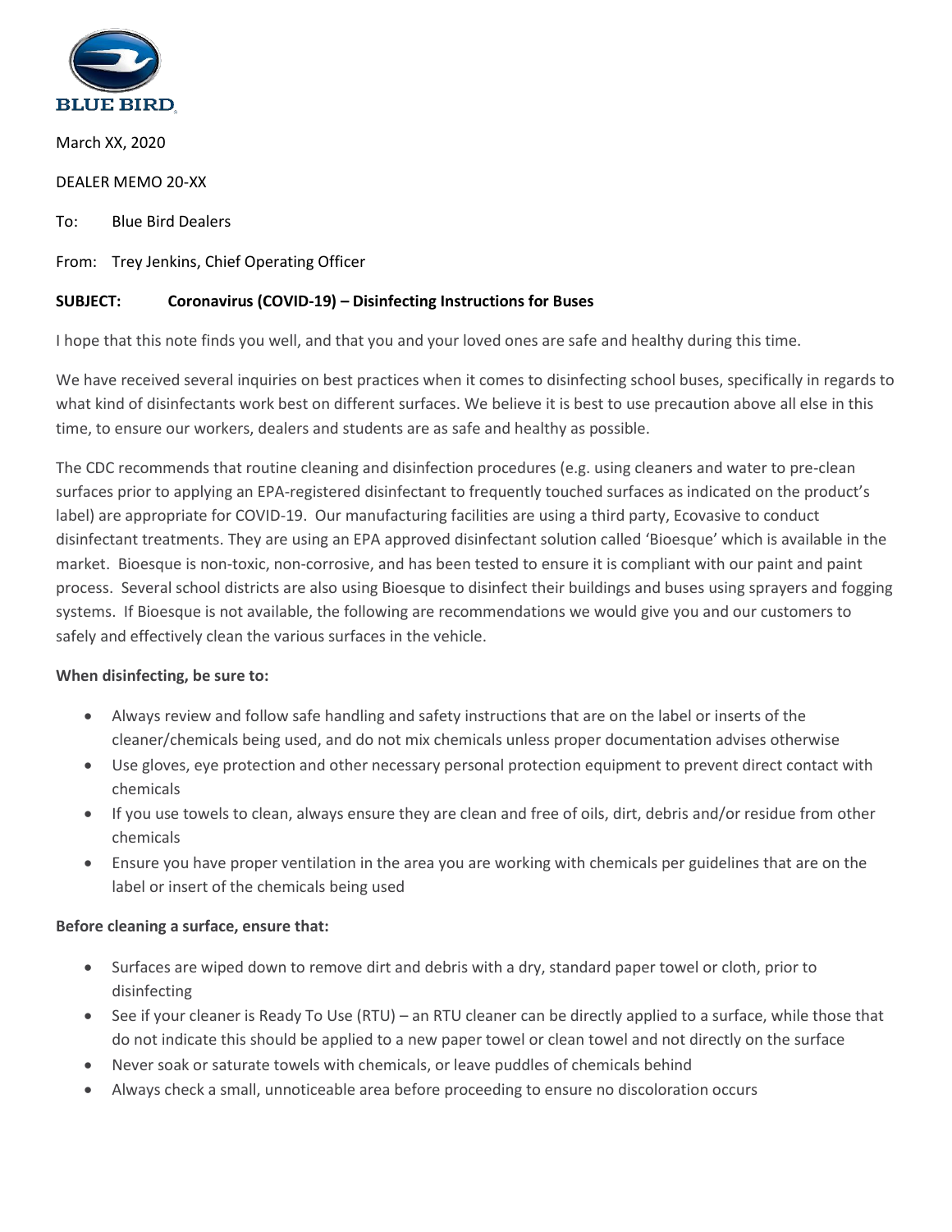BLUE BIRD

March XX, 2020

DEALER MEMO 20-XX

To: Blue Bird Dealers

From: Trey Jenkins, Chief Operating Officer

**SUBJECT: Coronavirus (COVID-19) – Disinfecting Instructions for Buses**

I hope that this note finds you well, and that you and your loved ones are safe and healthy during this time.

We have received several inquiries on best practices when it comes to disinfecting school buses, specifically in regards to what kind of disinfectants work best on different surfaces. We believe it is best to use precaution above all else in this time, to ensure our workers, dealers and students are as safe and healthy as possible.

The CDC recommends that routine cleaning and disinfection procedures (e.g. using cleaners and water to pre-clean surfaces prior to applying an EPA-registered disinfectant to frequently touched surfaces as indicated on the product's label) are appropriate for COVID-19. Our manufacturing facilities are using a third party, Ecovasive to conduct disinfectant treatments. They are using an EPA approved disinfectant solution called 'Bioesque' which is available in the market. Bioesque is non-toxic, non-corrosive, and has been tested to ensure it is compliant with our paint and paint process. Several school districts are also using Bioesque to disinfect their buildings and buses using sprayers and fogging systems. If Bioesque is not available, the following are recommendations we would give you and our customers to safely and effectively clean the various surfaces in the vehicle.

**When disinfecting, be sure to:**

- Always review and follow safe handling and safety instructions that are on the label or inserts of the cleaner/chemicals being used, and do not mix chemicals unless proper documentation advises otherwise
- Use gloves, eye protection and other necessary personal protection equipment to prevent direct contact with chemicals
- If you use towels to clean, always ensure they are clean and free of oils, dirt, debris and/or residue from other chemicals
- Ensure you have proper ventilation in the area you are working with chemicals per guidelines that are on the label or insert of the chemicals being used

**Before cleaning a surface, ensure that:**

- Surfaces are wiped down to remove dirt and debris with a dry, standard paper towel or cloth, prior to disinfecting
- See if your cleaner is Ready To Use (RTU) – an RTU cleaner can be directly applied to a surface, while those that do not indicate this should be applied to a new paper towel or clean towel and not directly on the surface
- Never soak or saturate towels with chemicals, or leave puddles of chemicals behind
- Always check a small, unnoticeable area before proceeding to ensure no discoloration occurs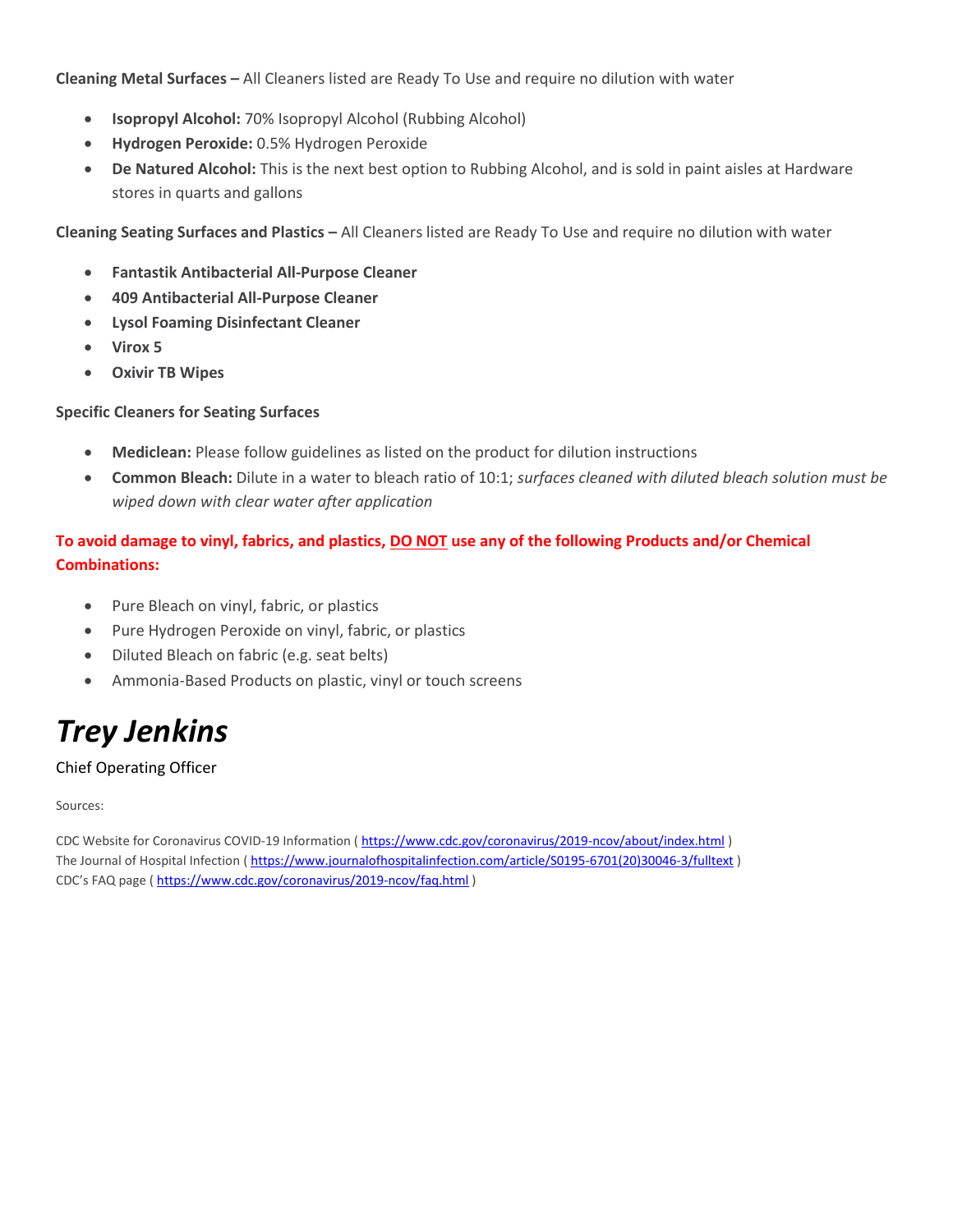**Cleaning Metal Surfaces –** All Cleaners listed are Ready To Use and require no dilution with water

- **Isopropyl Alcohol:** 70% Isopropyl Alcohol (Rubbing Alcohol)
- **Hydrogen Peroxide:** 0.5% Hydrogen Peroxide
- **De Natured Alcohol:** This is the next best option to Rubbing Alcohol, and is sold in paint aisles at Hardware stores in quarts and gallons

**Cleaning Seating Surfaces and Plastics –** All Cleaners listed are Ready To Use and require no dilution with water

- **Fantastik Antibacterial All-Purpose Cleaner**
- **409 Antibacterial All-Purpose Cleaner**
- **Lysol Foaming Disinfectant Cleaner**
- **Virox 5**
- **Oxivir TB Wipes**

**Specific Cleaners for Seating Surfaces**

- **Mediclean:** Please follow guidelines as listed on the product for dilution instructions
- **Common Bleach:** Dilute in a water to bleach ratio of 10:1; *surfaces cleaned with diluted bleach solution must be wiped down with clear water after application*

**To avoid damage to vinyl, fabrics, and plastics, DO NOT use any of the following Products and/or Chemical Combinations:**

- Pure Bleach on vinyl, fabric, or plastics
- Pure Hydrogen Peroxide on vinyl, fabric, or plastics
- Diluted Bleach on fabric (e.g. seat belts)
- Ammonia-Based Products on plastic, vinyl or touch screens

***Trey Jenkins***

Chief Operating Officer

Sources:

CDC Website for Coronavirus COVID-19 Information ( https://www.cdc.gov/coronavirus/2019-ncov/about/index.html )
The Journal of Hospital Infection ( https://www.journalofhospitalinfection.com/article/S0195-6701(20)30046-3/fulltext )
CDC's FAQ page ( https://www.cdc.gov/coronavirus/2019-ncov/faq.html )